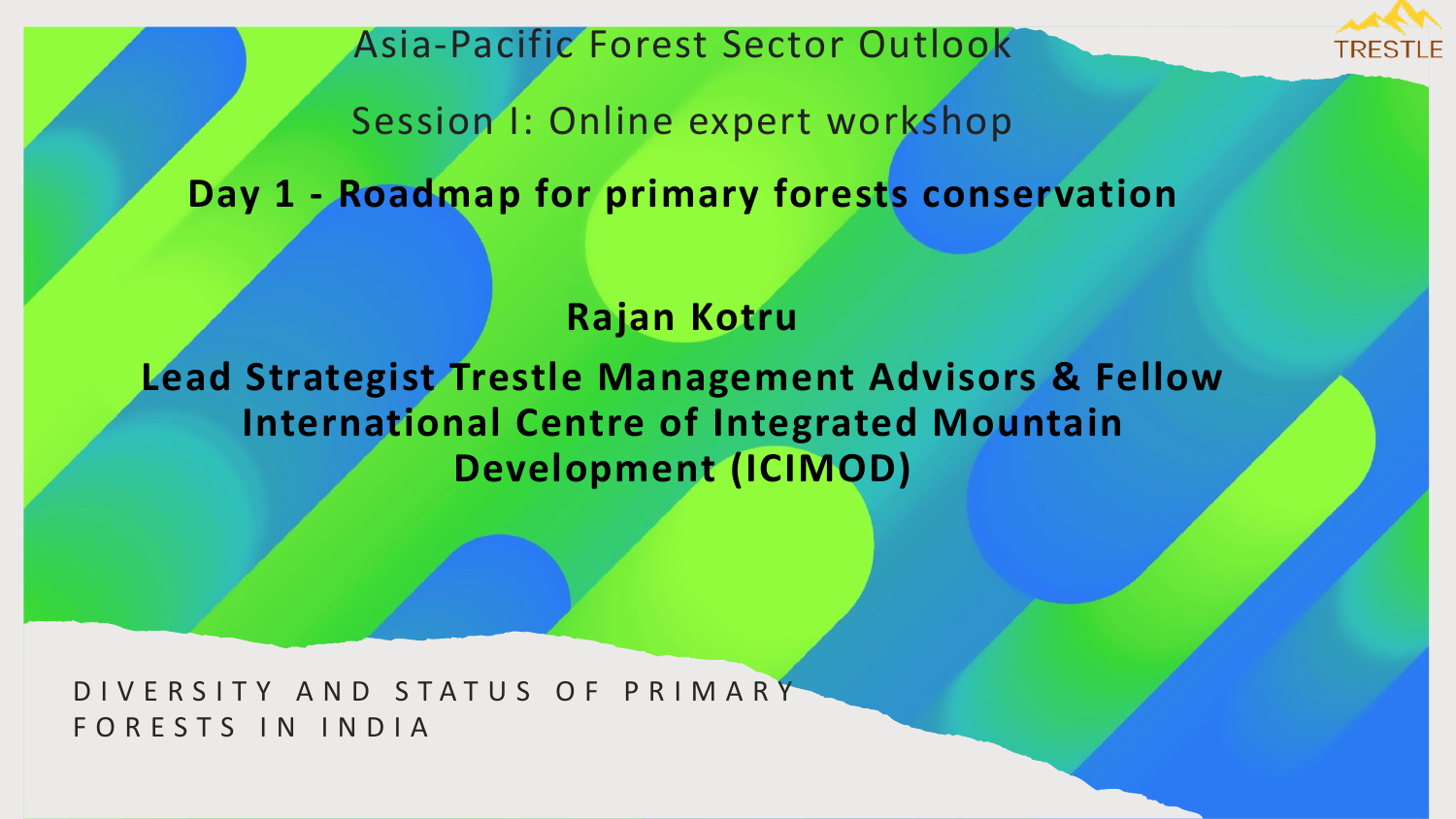Asia-Pacific Forest Sector Outlook

Session I: Online expert workshop

# Day 1 - Roadmap for primary forests conservation

**Rajan Kotru**

**Lead Strategist Trestle Management Advisors & Fellow International Centre of Integrated Mountain Development (ICIMOD)**

DIVERSITY AND STATUS OF PRIMARY FORESTS IN INDIA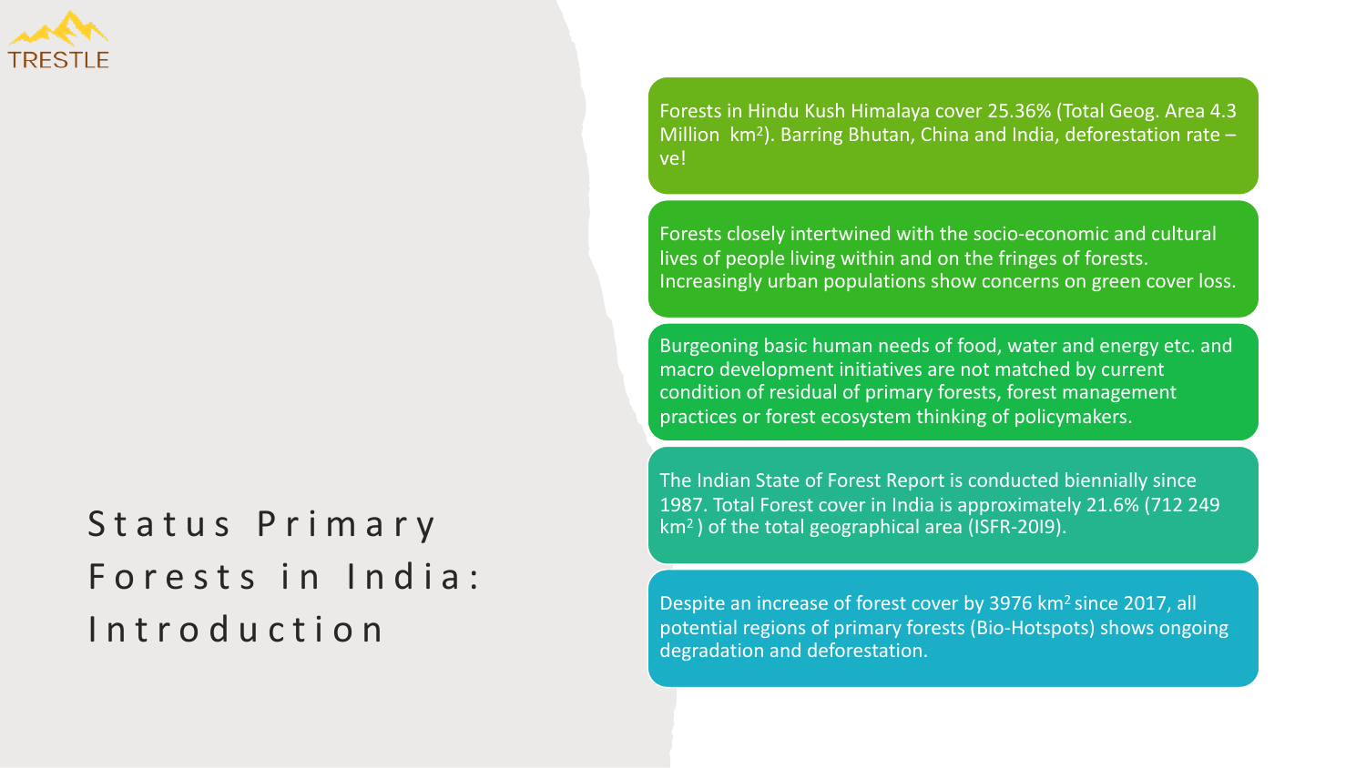TRESTLE

# Status Primary Forests in India: Introduction

Forests in Hindu Kush Himalaya cover 25.36% (Total Geog. Area 4.3 Million km$^2$). Barring Bhutan, China and India, deforestation rate –ve!

Forests closely intertwined with the socio-economic and cultural lives of people living within and on the fringes of forests. Increasingly urban populations show concerns on green cover loss.

Burgeoning basic human needs of food, water and energy etc. and macro development initiatives are not matched by current condition of residual of primary forests, forest management practices or forest ecosystem thinking of policymakers.

The Indian State of Forest Report is conducted biennially since 1987. Total Forest cover in India is approximately 21.6% (712 249 km$^2$ ) of the total geographical area (ISFR-20l9).

Despite an increase of forest cover by 3976 km$^2$ since 2017, all potential regions of primary forests (Bio-Hotspots) shows ongoing degradation and deforestation.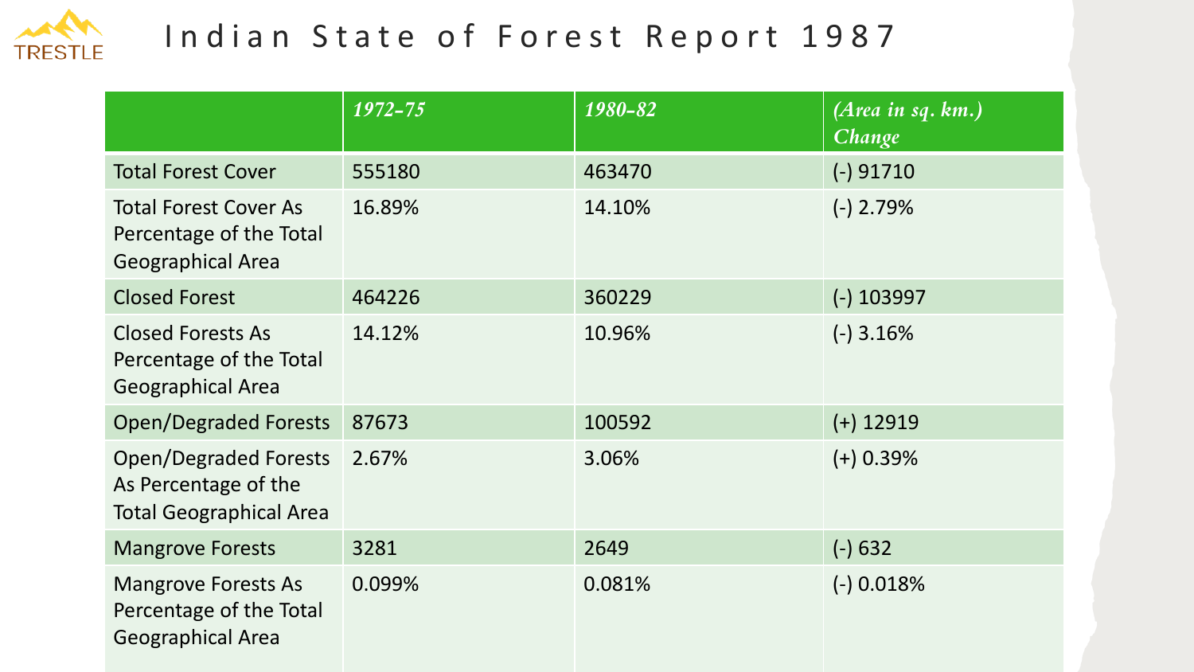# Indian State of Forest Report 1987

| | *1972-75* | *1980-82* | *(Area in sq. km.) Change* |
|---|---|---|---|
| Total Forest Cover | 555180 | 463470 | (-) 91710 |
| Total Forest Cover As Percentage of the Total Geographical Area | 16.89% | 14.10% | (-) 2.79% |
| Closed Forest | 464226 | 360229 | (-) 103997 |
| Closed Forests As Percentage of the Total Geographical Area | 14.12% | 10.96% | (-) 3.16% |
| Open/Degraded Forests | 87673 | 100592 | (+) 12919 |
| Open/Degraded Forests As Percentage of the Total Geographical Area | 2.67% | 3.06% | (+) 0.39% |
| Mangrove Forests | 3281 | 2649 | (-) 632 |
| Mangrove Forests As Percentage of the Total Geographical Area | 0.099% | 0.081% | (-) 0.018% |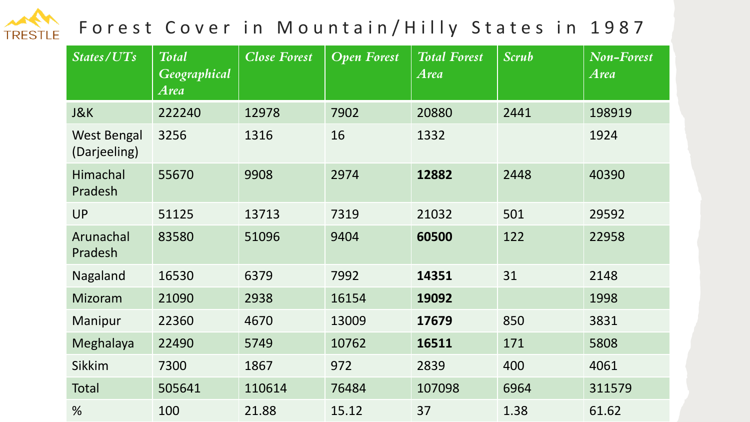# Forest Cover in Mountain/Hilly States in 1987

| *States/UTs* | *Total Geographical Area* | *Close Forest* | *Open Forest* | *Total Forest Area* | *Scrub* | *Non-Forest Area* |
|---|---|---|---|---|---|---|
| J&K | 222240 | 12978 | 7902 | 20880 | 2441 | 198919 |
| West Bengal (Darjeeling) | 3256 | 1316 | 16 | 1332 | | 1924 |
| Himachal Pradesh | 55670 | 9908 | 2974 | **12882** | 2448 | 40390 |
| UP | 51125 | 13713 | 7319 | 21032 | 501 | 29592 |
| Arunachal Pradesh | 83580 | 51096 | 9404 | **60500** | 122 | 22958 |
| Nagaland | 16530 | 6379 | 7992 | **14351** | 31 | 2148 |
| Mizoram | 21090 | 2938 | 16154 | **19092** | | 1998 |
| Manipur | 22360 | 4670 | 13009 | **17679** | 850 | 3831 |
| Meghalaya | 22490 | 5749 | 10762 | **16511** | 171 | 5808 |
| Sikkim | 7300 | 1867 | 972 | 2839 | 400 | 4061 |
| Total | 505641 | 110614 | 76484 | 107098 | 6964 | 311579 |
| % | 100 | 21.88 | 15.12 | 37 | 1.38 | 61.62 |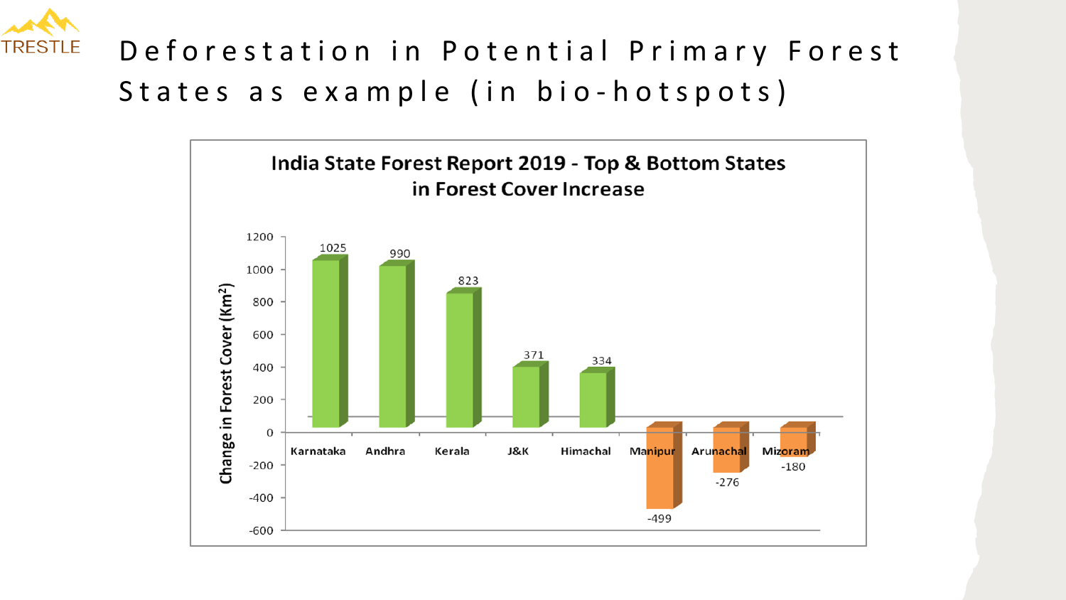# Deforestation in Potential Primary Forest States as example (in bio-hotspots)

**India State Forest Report 2019 - Top & Bottom States in Forest Cover Increase**

| State | Change in Forest Cover ($Km^2$) |
| --- | --- |
| Karnataka | 1025 |
| Andhra | 990 |
| Kerala | 823 |
| J&K | 371 |
| Himachal | 334 |
| Manipur | -499 |
| Arunachal | -276 |
| Mizoram | -180 |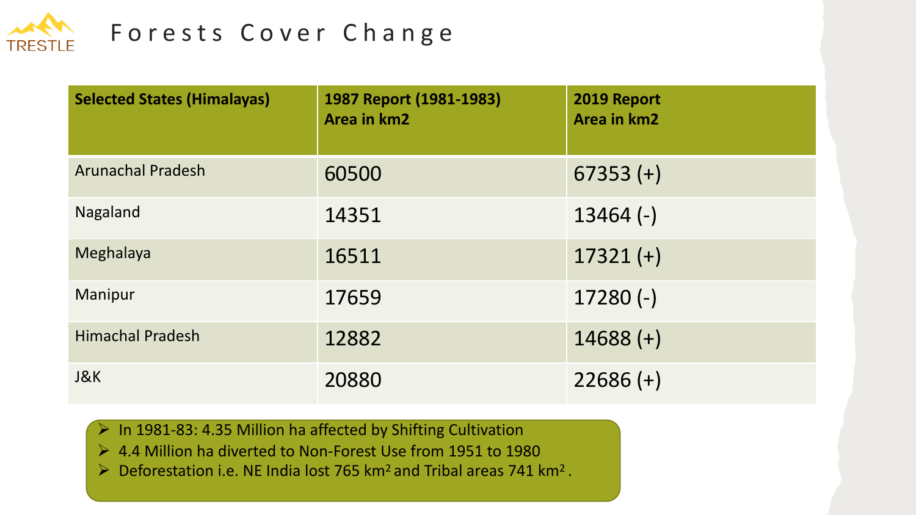# Forests Cover Change

| Selected States (Himalayas) | 1987 Report (1981-1983) Area in km2 | 2019 Report Area in km2 |
|---|---|---|
| Arunachal Pradesh | 60500 | 67353 (+) |
| Nagaland | 14351 | 13464 (-) |
| Meghalaya | 16511 | 17321 (+) |
| Manipur | 17659 | 17280 (-) |
| Himachal Pradesh | 12882 | 14688 (+) |
| J&K | 20880 | 22686 (+) |

- In 1981-83: 4.35 Million ha affected by Shifting Cultivation
- 4.4 Million ha diverted to Non-Forest Use from 1951 to 1980
- Deforestation i.e. NE India lost 765 $km^2$ and Tribal areas 741 $km^2$.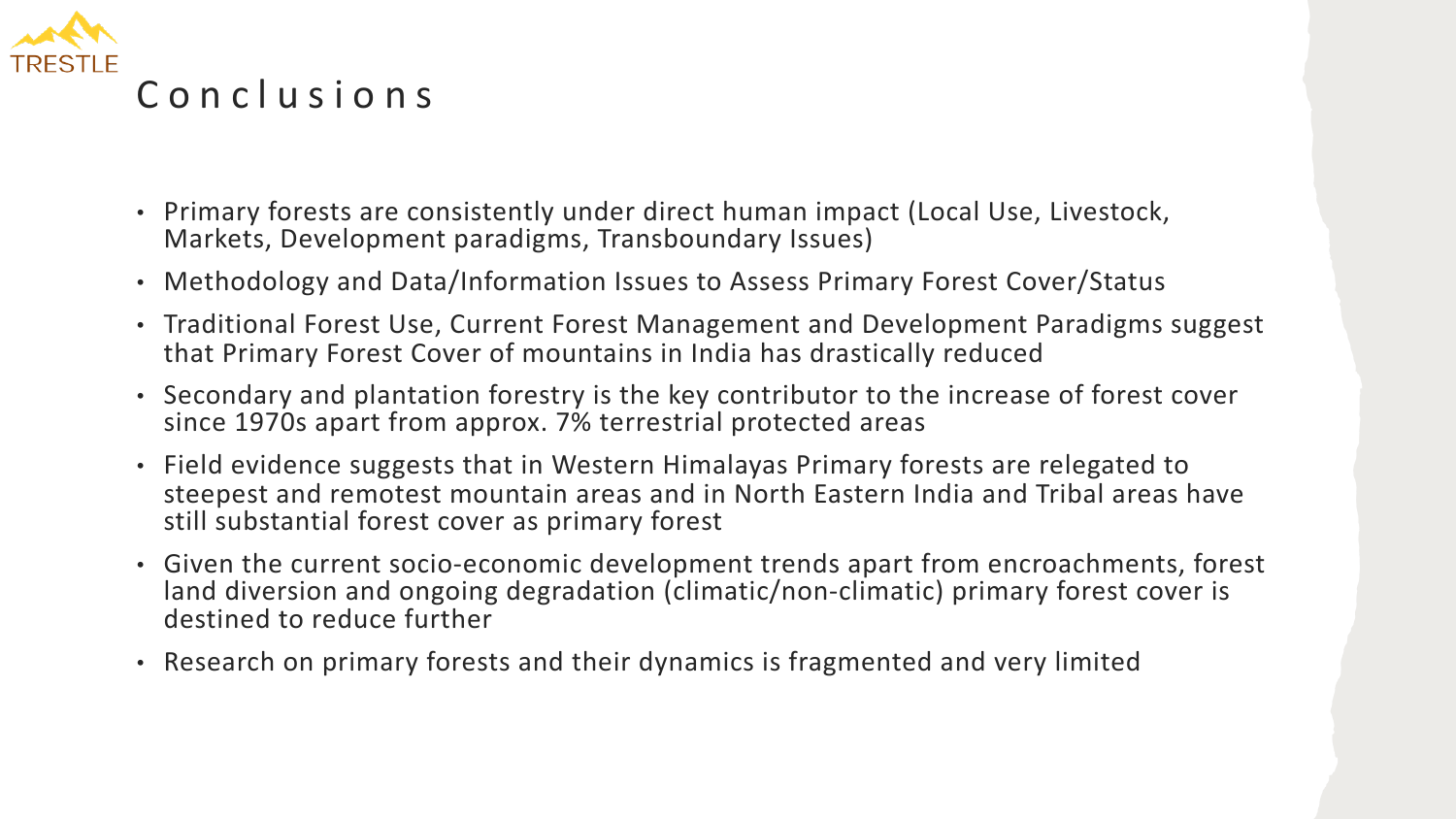# Conclusions

- Primary forests are consistently under direct human impact (Local Use, Livestock, Markets, Development paradigms, Transboundary Issues)
- Methodology and Data/Information Issues to Assess Primary Forest Cover/Status
- Traditional Forest Use, Current Forest Management and Development Paradigms suggest that Primary Forest Cover of mountains in India has drastically reduced
- Secondary and plantation forestry is the key contributor to the increase of forest cover since 1970s apart from approx. 7% terrestrial protected areas
- Field evidence suggests that in Western Himalayas Primary forests are relegated to steepest and remotest mountain areas and in North Eastern India and Tribal areas have still substantial forest cover as primary forest
- Given the current socio-economic development trends apart from encroachments, forest land diversion and ongoing degradation (climatic/non-climatic) primary forest cover is destined to reduce further
- Research on primary forests and their dynamics is fragmented and very limited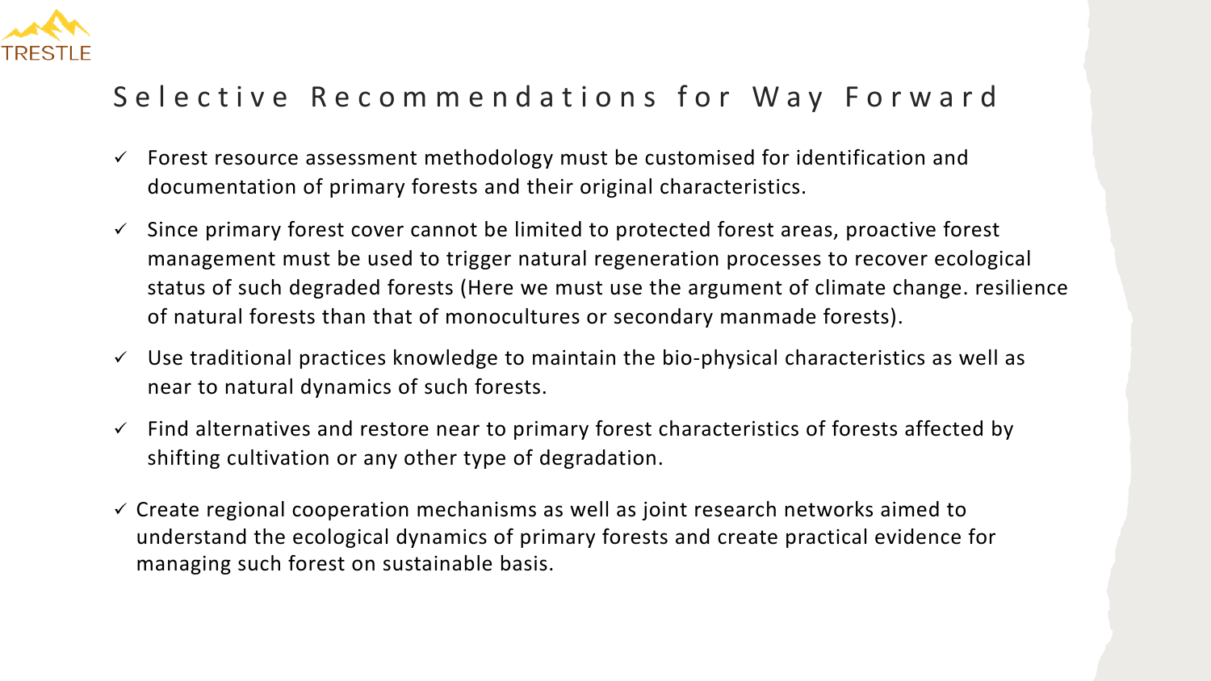## Selective Recommendations for Way Forward

- ✓ Forest resource assessment methodology must be customised for identification and documentation of primary forests and their original characteristics.
- ✓ Since primary forest cover cannot be limited to protected forest areas, proactive forest management must be used to trigger natural regeneration processes to recover ecological status of such degraded forests (Here we must use the argument of climate change. resilience of natural forests than that of monocultures or secondary manmade forests).
- ✓ Use traditional practices knowledge to maintain the bio-physical characteristics as well as near to natural dynamics of such forests.
- ✓ Find alternatives and restore near to primary forest characteristics of forests affected by shifting cultivation or any other type of degradation.
- ✓ Create regional cooperation mechanisms as well as joint research networks aimed to understand the ecological dynamics of primary forests and create practical evidence for managing such forest on sustainable basis.